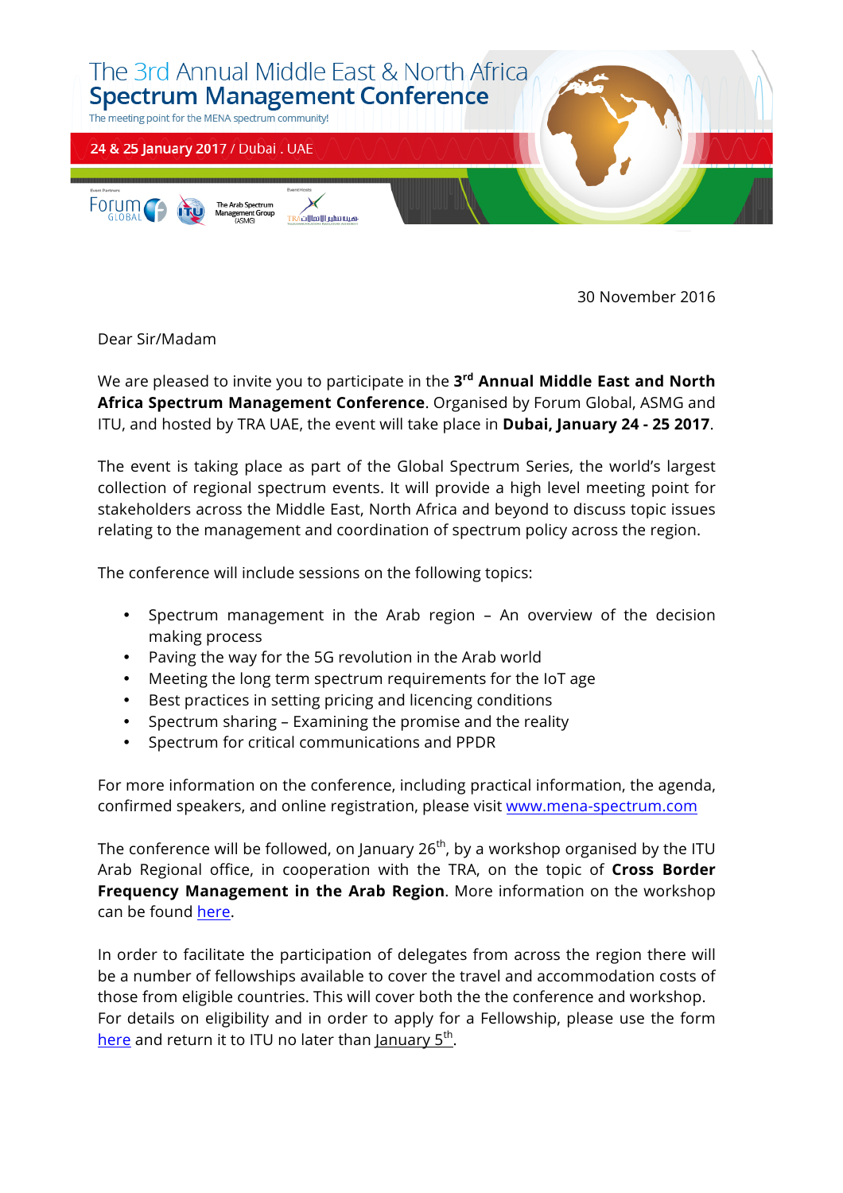# The 3rd Annual Middle East & North Africa
## Spectrum Management Conference

The meeting point for the MENA spectrum community!

24 & 25 January 2017 / Dubai . UAE

Event Partners: Forum Global, ITU, The Arab Spectrum Management Group (ASMG)

Event Hosts: TRA

30 November 2016

Dear Sir/Madam

We are pleased to invite you to participate in the **3rd Annual Middle East and North Africa Spectrum Management Conference**. Organised by Forum Global, ASMG and ITU, and hosted by TRA UAE, the event will take place in **Dubai, January 24 - 25 2017**.

The event is taking place as part of the Global Spectrum Series, the world's largest collection of regional spectrum events. It will provide a high level meeting point for stakeholders across the Middle East, North Africa and beyond to discuss topic issues relating to the management and coordination of spectrum policy across the region.

The conference will include sessions on the following topics:

- Spectrum management in the Arab region – An overview of the decision making process
- Paving the way for the 5G revolution in the Arab world
- Meeting the long term spectrum requirements for the IoT age
- Best practices in setting pricing and licencing conditions
- Spectrum sharing – Examining the promise and the reality
- Spectrum for critical communications and PPDR

For more information on the conference, including practical information, the agenda, confirmed speakers, and online registration, please visit [www.mena-spectrum.com](www.mena-spectrum.com)

The conference will be followed, on January 26th, by a workshop organised by the ITU Arab Regional office, in cooperation with the TRA, on the topic of **Cross Border Frequency Management in the Arab Region**. More information on the workshop can be found here.

In order to facilitate the participation of delegates from across the region there will be a number of fellowships available to cover the travel and accommodation costs of those from eligible countries. This will cover both the the conference and workshop. For details on eligibility and in order to apply for a Fellowship, please use the form here and return it to ITU no later than January 5th.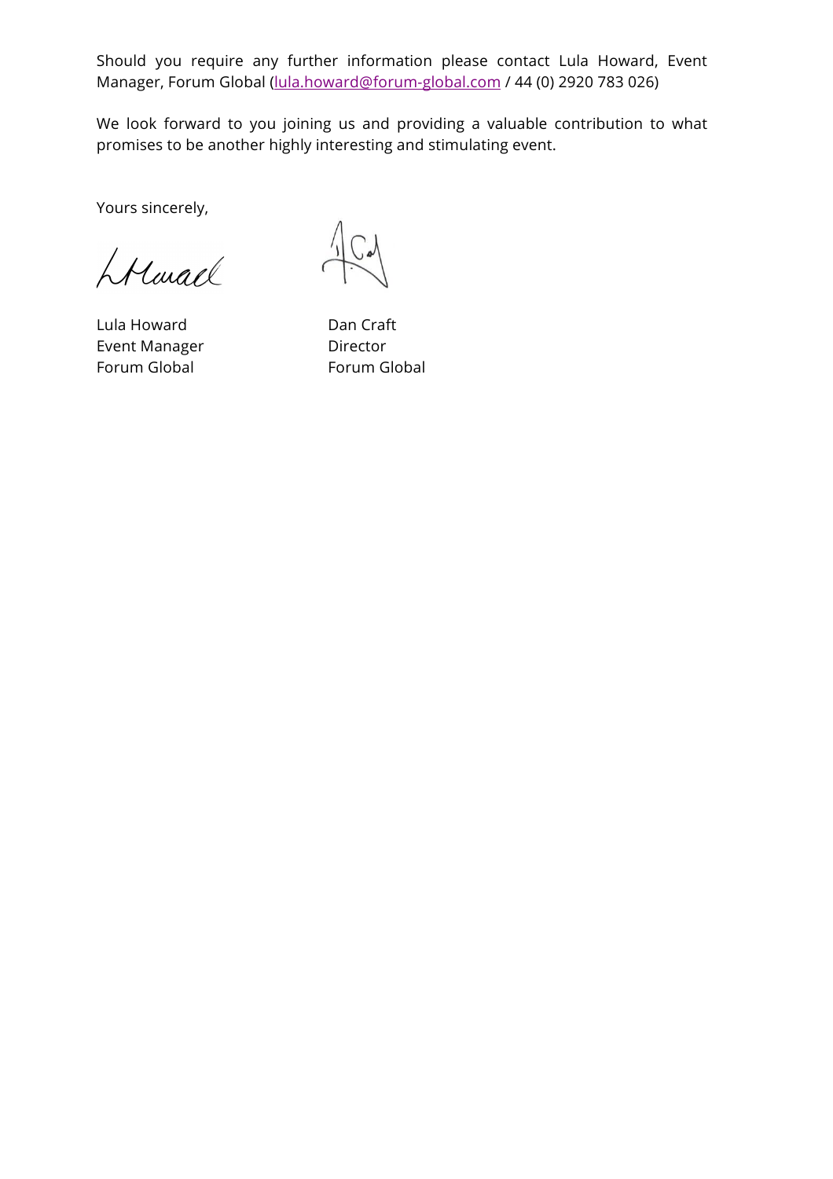Should you require any further information please contact Lula Howard, Event Manager, Forum Global (lula.howard@forum-global.com / 44 (0) 2920 783 026)

We look forward to you joining us and providing a valuable contribution to what promises to be another highly interesting and stimulating event.

Yours sincerely,

| | |
|---|---|
| Lula Howard | Dan Craft |
| Event Manager | Director |
| Forum Global | Forum Global |